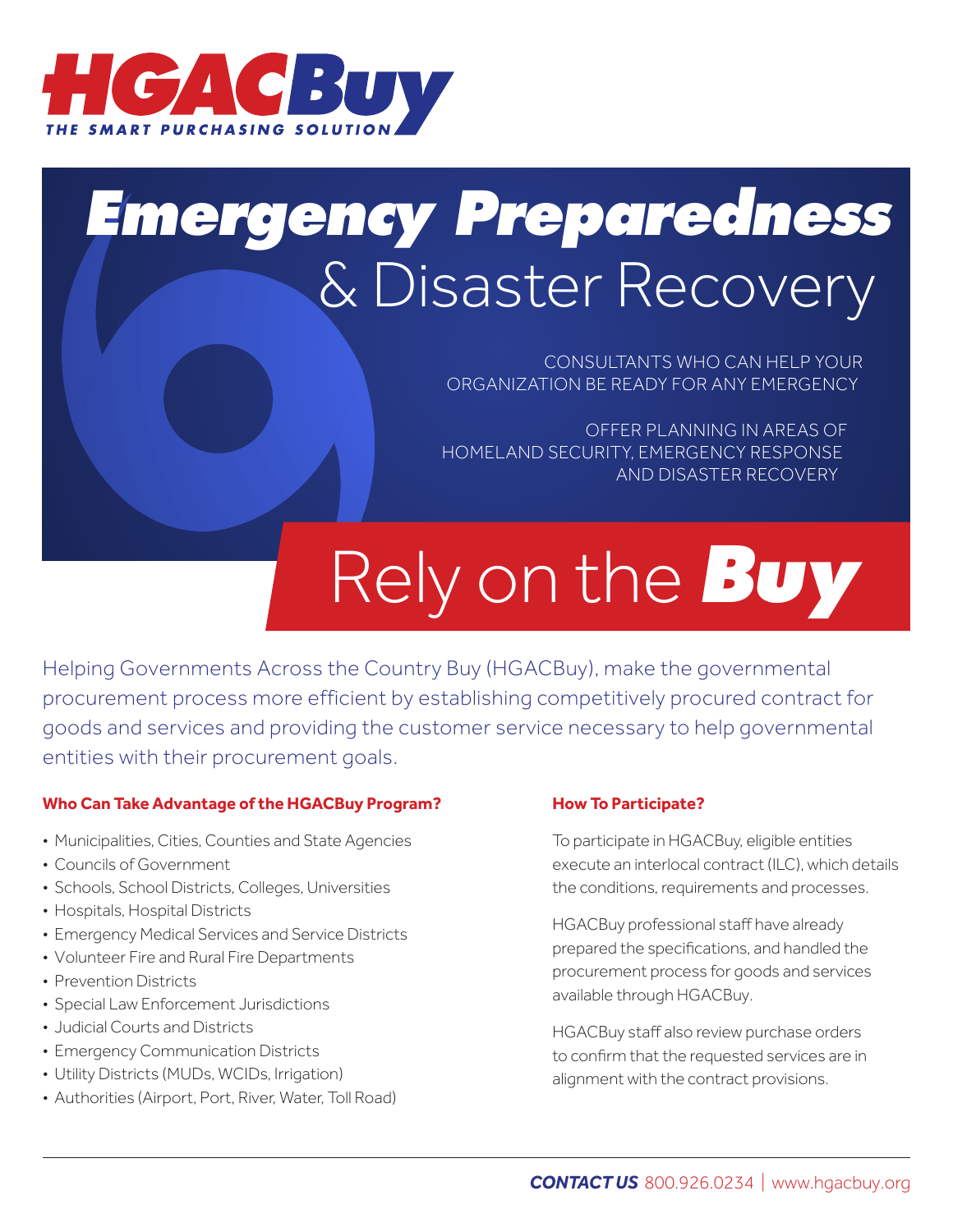# HGACBuy

THE SMART PURCHASING SOLUTION

# *Emergency Preparedness* & Disaster Recovery

CONSULTANTS WHO CAN HELP YOUR ORGANIZATION BE READY FOR ANY EMERGENCY

OFFER PLANNING IN AREAS OF HOMELAND SECURITY, EMERGENCY RESPONSE AND DISASTER RECOVERY

## Rely on the *Buy*

Helping Governments Across the Country Buy (HGACBuy), make the governmental procurement process more efficient by establishing competitively procured contract for goods and services and providing the customer service necessary to help governmental entities with their procurement goals.

### Who Can Take Advantage of the HGACBuy Program?

- Municipalities, Cities, Counties and State Agencies
- Councils of Government
- Schools, School Districts, Colleges, Universities
- Hospitals, Hospital Districts
- Emergency Medical Services and Service Districts
- Volunteer Fire and Rural Fire Departments
- Prevention Districts
- Special Law Enforcement Jurisdictions
- Judicial Courts and Districts
- Emergency Communication Districts
- Utility Districts (MUDs, WCIDs, Irrigation)
- Authorities (Airport, Port, River, Water, Toll Road)

### How To Participate?

To participate in HGACBuy, eligible entities execute an interlocal contract (ILC), which details the conditions, requirements and processes.

HGACBuy professional staff have already prepared the specifications, and handled the procurement process for goods and services available through HGACBuy.

HGACBuy staff also review purchase orders to confirm that the requested services are in alignment with the contract provisions.

***CONTACT US*** 800.926.0234 | www.hgacbuy.org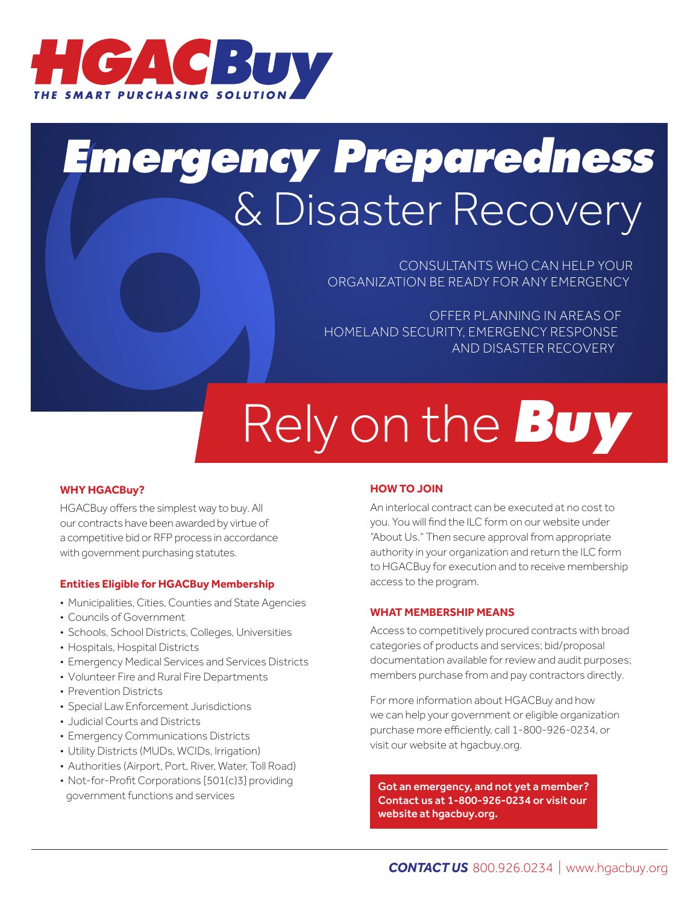# HGACBuy

THE SMART PURCHASING SOLUTION

# *Emergency Preparedness* & Disaster Recovery

CONSULTANTS WHO CAN HELP YOUR ORGANIZATION BE READY FOR ANY EMERGENCY

OFFER PLANNING IN AREAS OF HOMELAND SECURITY, EMERGENCY RESPONSE AND DISASTER RECOVERY

## Rely on the ***Buy***

### WHY HGACBuy?

HGACBuy offers the simplest way to buy. All our contracts have been awarded by virtue of a competitive bid or RFP process in accordance with government purchasing statutes.

### Entities Eligible for HGACBuy Membership

- Municipalities, Cities, Counties and State Agencies
- Councils of Government
- Schools, School Districts, Colleges, Universities
- Hospitals, Hospital Districts
- Emergency Medical Services and Services Districts
- Volunteer Fire and Rural Fire Departments
- Prevention Districts
- Special Law Enforcement Jurisdictions
- Judicial Courts and Districts
- Emergency Communications Districts
- Utility Districts (MUDs, WCIDs, Irrigation)
- Authorities (Airport, Port, River, Water, Toll Road)
- Not-for-Profit Corporations [501(c)3] providing government functions and services

### HOW TO JOIN

An interlocal contract can be executed at no cost to you. You will find the ILC form on our website under "About Us." Then secure approval from appropriate authority in your organization and return the ILC form to HGACBuy for execution and to receive membership access to the program.

### WHAT MEMBERSHIP MEANS

Access to competitively procured contracts with broad categories of products and services; bid/proposal documentation available for review and audit purposes; members purchase from and pay contractors directly.

For more information about HGACBuy and how we can help your government or eligible organization purchase more efficiently, call 1-800-926-0234, or visit our website at hgacbuy.org.

**Got an emergency, and not yet a member? Contact us at 1-800-926-0234 or visit our website at hgacbuy.org.**

***CONTACT US*** 800.926.0234 | www.hgacbuy.org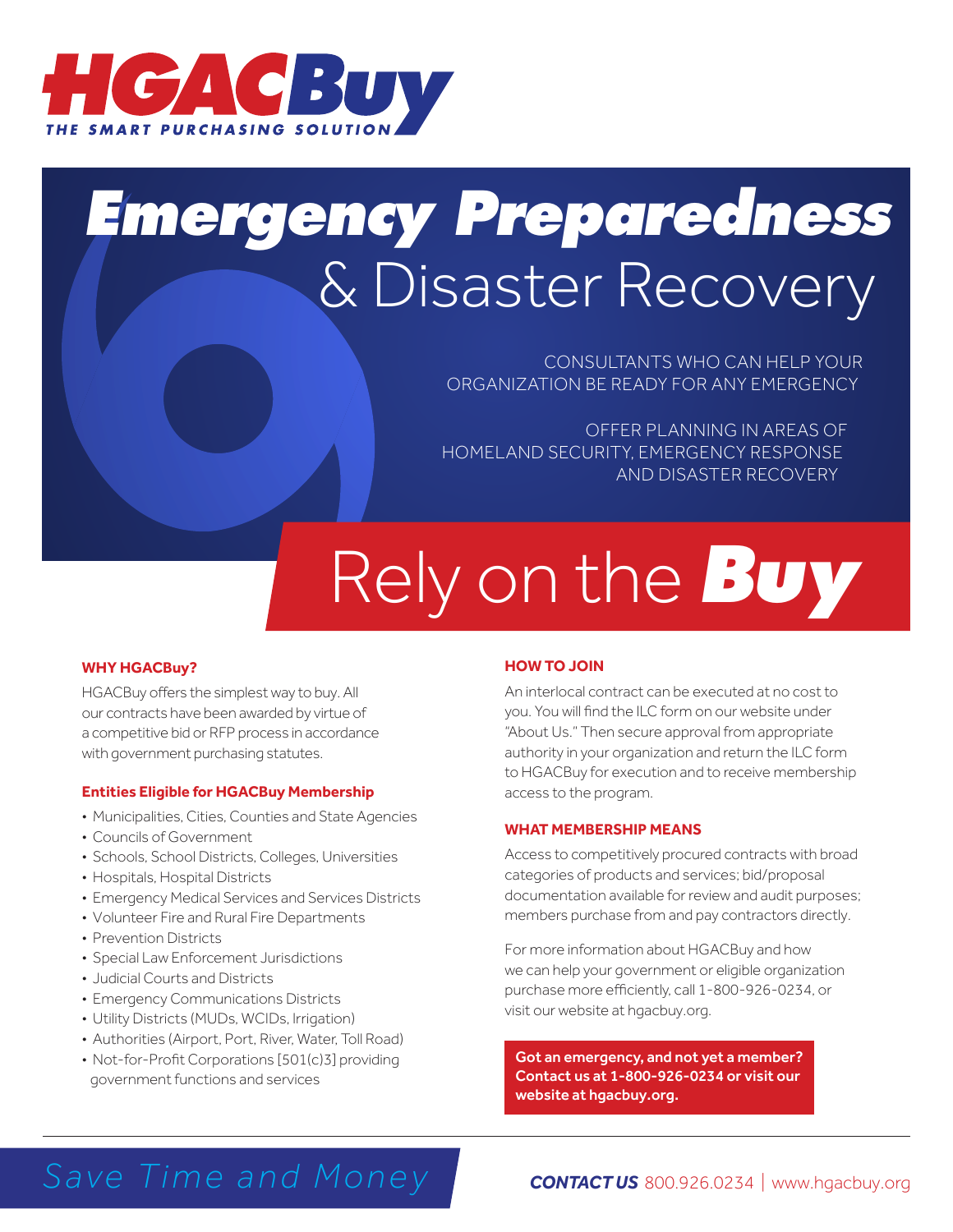# HGACBuy

THE SMART PURCHASING SOLUTION

# *Emergency Preparedness* & Disaster Recovery

CONSULTANTS WHO CAN HELP YOUR ORGANIZATION BE READY FOR ANY EMERGENCY

OFFER PLANNING IN AREAS OF HOMELAND SECURITY, EMERGENCY RESPONSE AND DISASTER RECOVERY

## Rely on the ***Buy***

### WHY HGACBuy?

HGACBuy offers the simplest way to buy. All our contracts have been awarded by virtue of a competitive bid or RFP process in accordance with government purchasing statutes.

#### Entities Eligible for HGACBuy Membership

- Municipalities, Cities, Counties and State Agencies
- Councils of Government
- Schools, School Districts, Colleges, Universities
- Hospitals, Hospital Districts
- Emergency Medical Services and Services Districts
- Volunteer Fire and Rural Fire Departments
- Prevention Districts
- Special Law Enforcement Jurisdictions
- Judicial Courts and Districts
- Emergency Communications Districts
- Utility Districts (MUDs, WCIDs, Irrigation)
- Authorities (Airport, Port, River, Water, Toll Road)
- Not-for-Profit Corporations [501(c)3] providing government functions and services

### HOW TO JOIN

An interlocal contract can be executed at no cost to you. You will find the ILC form on our website under "About Us." Then secure approval from appropriate authority in your organization and return the ILC form to HGACBuy for execution and to receive membership access to the program.

### WHAT MEMBERSHIP MEANS

Access to competitively procured contracts with broad categories of products and services; bid/proposal documentation available for review and audit purposes; members purchase from and pay contractors directly.

For more information about HGACBuy and how we can help your government or eligible organization purchase more efficiently, call 1-800-926-0234, or visit our website at hgacbuy.org.

**Got an emergency, and not yet a member? Contact us at 1-800-926-0234 or visit our website at hgacbuy.org.**

*Save Time and Money*

***CONTACT US*** 800.926.0234 | www.hgacbuy.org